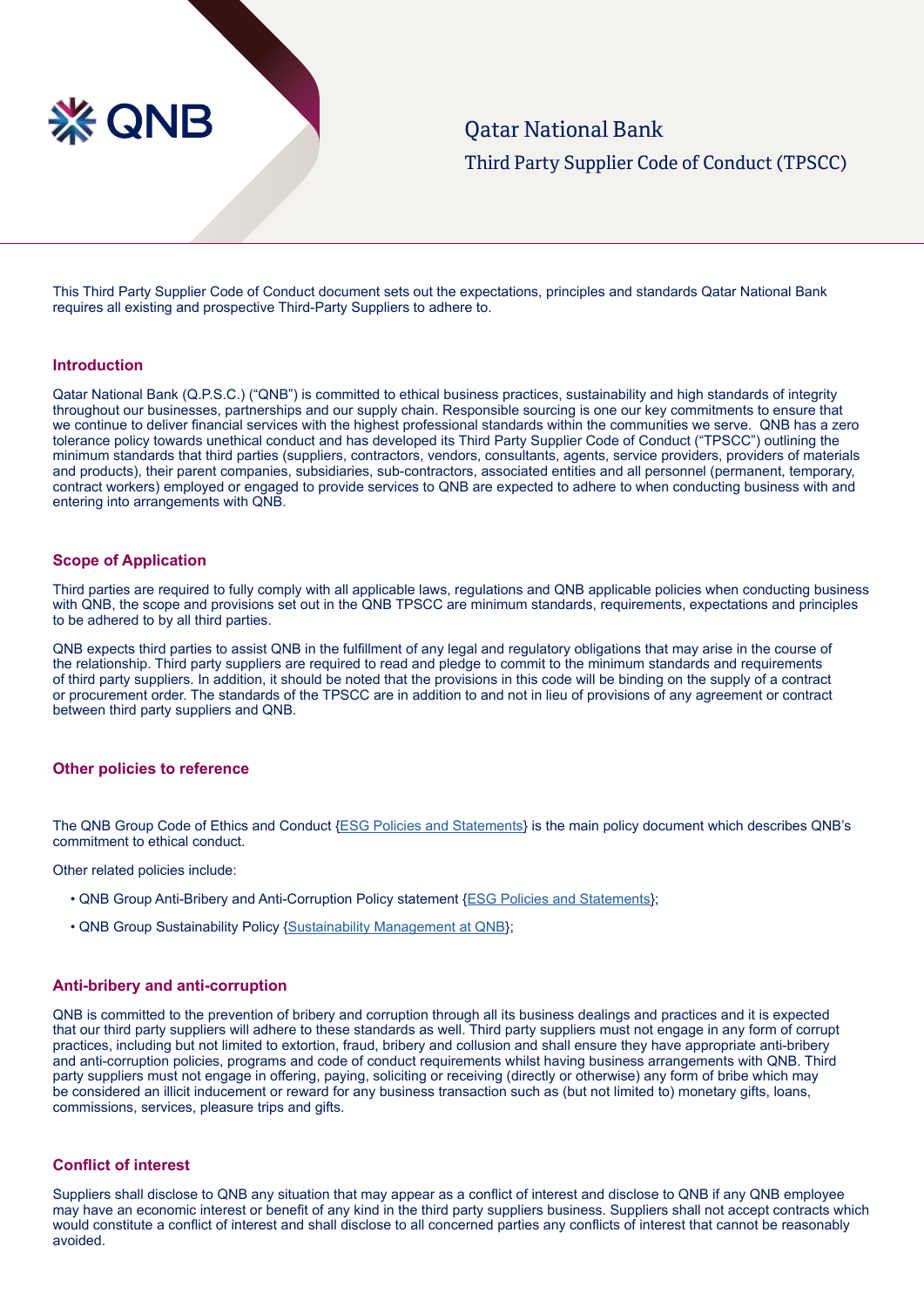# Qatar National Bank

## Third Party Supplier Code of Conduct (TPSCC)

This Third Party Supplier Code of Conduct document sets out the expectations, principles and standards Qatar National Bank requires all existing and prospective Third-Party Suppliers to adhere to.

### Introduction

Qatar National Bank (Q.P.S.C.) ("QNB") is committed to ethical business practices, sustainability and high standards of integrity throughout our businesses, partnerships and our supply chain. Responsible sourcing is one our key commitments to ensure that we continue to deliver financial services with the highest professional standards within the communities we serve. QNB has a zero tolerance policy towards unethical conduct and has developed its Third Party Supplier Code of Conduct ("TPSCC") outlining the minimum standards that third parties (suppliers, contractors, vendors, consultants, agents, service providers, providers of materials and products), their parent companies, subsidiaries, sub-contractors, associated entities and all personnel (permanent, temporary, contract workers) employed or engaged to provide services to QNB are expected to adhere to when conducting business with and entering into arrangements with QNB.

### Scope of Application

Third parties are required to fully comply with all applicable laws, regulations and QNB applicable policies when conducting business with QNB, the scope and provisions set out in the QNB TPSCC are minimum standards, requirements, expectations and principles to be adhered to by all third parties.

QNB expects third parties to assist QNB in the fulfillment of any legal and regulatory obligations that may arise in the course of the relationship. Third party suppliers are required to read and pledge to commit to the minimum standards and requirements of third party suppliers. In addition, it should be noted that the provisions in this code will be binding on the supply of a contract or procurement order. The standards of the TPSCC are in addition to and not in lieu of provisions of any agreement or contract between third party suppliers and QNB.

### Other policies to reference

The QNB Group Code of Ethics and Conduct {ESG Policies and Statements} is the main policy document which describes QNB's commitment to ethical conduct.

Other related policies include:

- QNB Group Anti-Bribery and Anti-Corruption Policy statement {ESG Policies and Statements};
- QNB Group Sustainability Policy {Sustainability Management at QNB};

### Anti-bribery and anti-corruption

QNB is committed to the prevention of bribery and corruption through all its business dealings and practices and it is expected that our third party suppliers will adhere to these standards as well. Third party suppliers must not engage in any form of corrupt practices, including but not limited to extortion, fraud, bribery and collusion and shall ensure they have appropriate anti-bribery and anti-corruption policies, programs and code of conduct requirements whilst having business arrangements with QNB. Third party suppliers must not engage in offering, paying, soliciting or receiving (directly or otherwise) any form of bribe which may be considered an illicit inducement or reward for any business transaction such as (but not limited to) monetary gifts, loans, commissions, services, pleasure trips and gifts.

### Conflict of interest

Suppliers shall disclose to QNB any situation that may appear as a conflict of interest and disclose to QNB if any QNB employee may have an economic interest or benefit of any kind in the third party suppliers business. Suppliers shall not accept contracts which would constitute a conflict of interest and shall disclose to all concerned parties any conflicts of interest that cannot be reasonably avoided.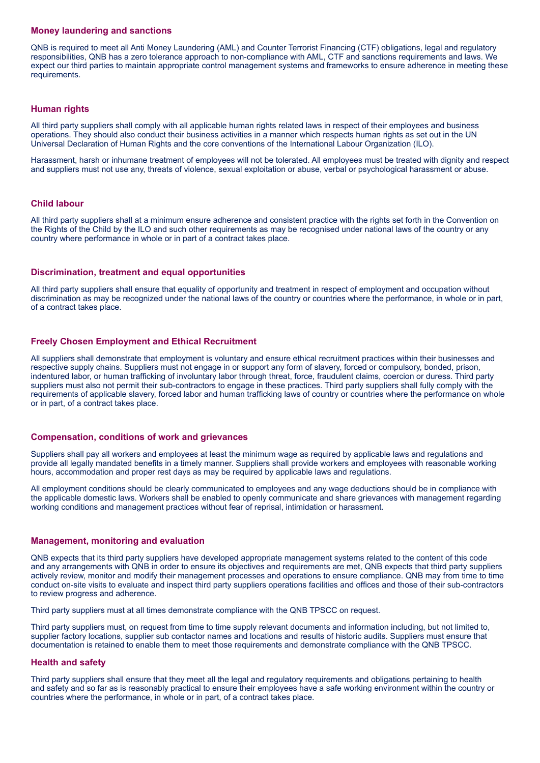## Money laundering and sanctions

QNB is required to meet all Anti Money Laundering (AML) and Counter Terrorist Financing (CTF) obligations, legal and regulatory responsibilities, QNB has a zero tolerance approach to non-compliance with AML, CTF and sanctions requirements and laws. We expect our third parties to maintain appropriate control management systems and frameworks to ensure adherence in meeting these requirements.

## Human rights

All third party suppliers shall comply with all applicable human rights related laws in respect of their employees and business operations. They should also conduct their business activities in a manner which respects human rights as set out in the UN Universal Declaration of Human Rights and the core conventions of the International Labour Organization (ILO).

Harassment, harsh or inhumane treatment of employees will not be tolerated. All employees must be treated with dignity and respect and suppliers must not use any, threats of violence, sexual exploitation or abuse, verbal or psychological harassment or abuse.

## Child labour

All third party suppliers shall at a minimum ensure adherence and consistent practice with the rights set forth in the Convention on the Rights of the Child by the ILO and such other requirements as may be recognised under national laws of the country or any country where performance in whole or in part of a contract takes place.

## Discrimination, treatment and equal opportunities

All third party suppliers shall ensure that equality of opportunity and treatment in respect of employment and occupation without discrimination as may be recognized under the national laws of the country or countries where the performance, in whole or in part, of a contract takes place.

## Freely Chosen Employment and Ethical Recruitment

All suppliers shall demonstrate that employment is voluntary and ensure ethical recruitment practices within their businesses and respective supply chains. Suppliers must not engage in or support any form of slavery, forced or compulsory, bonded, prison, indentured labor, or human trafficking of involuntary labor through threat, force, fraudulent claims, coercion or duress. Third party suppliers must also not permit their sub-contractors to engage in these practices. Third party suppliers shall fully comply with the requirements of applicable slavery, forced labor and human trafficking laws of country or countries where the performance on whole or in part, of a contract takes place.

## Compensation, conditions of work and grievances

Suppliers shall pay all workers and employees at least the minimum wage as required by applicable laws and regulations and provide all legally mandated benefits in a timely manner. Suppliers shall provide workers and employees with reasonable working hours, accommodation and proper rest days as may be required by applicable laws and regulations.

All employment conditions should be clearly communicated to employees and any wage deductions should be in compliance with the applicable domestic laws. Workers shall be enabled to openly communicate and share grievances with management regarding working conditions and management practices without fear of reprisal, intimidation or harassment.

## Management, monitoring and evaluation

QNB expects that its third party suppliers have developed appropriate management systems related to the content of this code and any arrangements with QNB in order to ensure its objectives and requirements are met, QNB expects that third party suppliers actively review, monitor and modify their management processes and operations to ensure compliance. QNB may from time to time conduct on-site visits to evaluate and inspect third party suppliers operations facilities and offices and those of their sub-contractors to review progress and adherence.

Third party suppliers must at all times demonstrate compliance with the QNB TPSCC on request.

Third party suppliers must, on request from time to time supply relevant documents and information including, but not limited to, supplier factory locations, supplier sub contactor names and locations and results of historic audits. Suppliers must ensure that documentation is retained to enable them to meet those requirements and demonstrate compliance with the QNB TPSCC.

## Health and safety

Third party suppliers shall ensure that they meet all the legal and regulatory requirements and obligations pertaining to health and safety and so far as is reasonably practical to ensure their employees have a safe working environment within the country or countries where the performance, in whole or in part, of a contract takes place.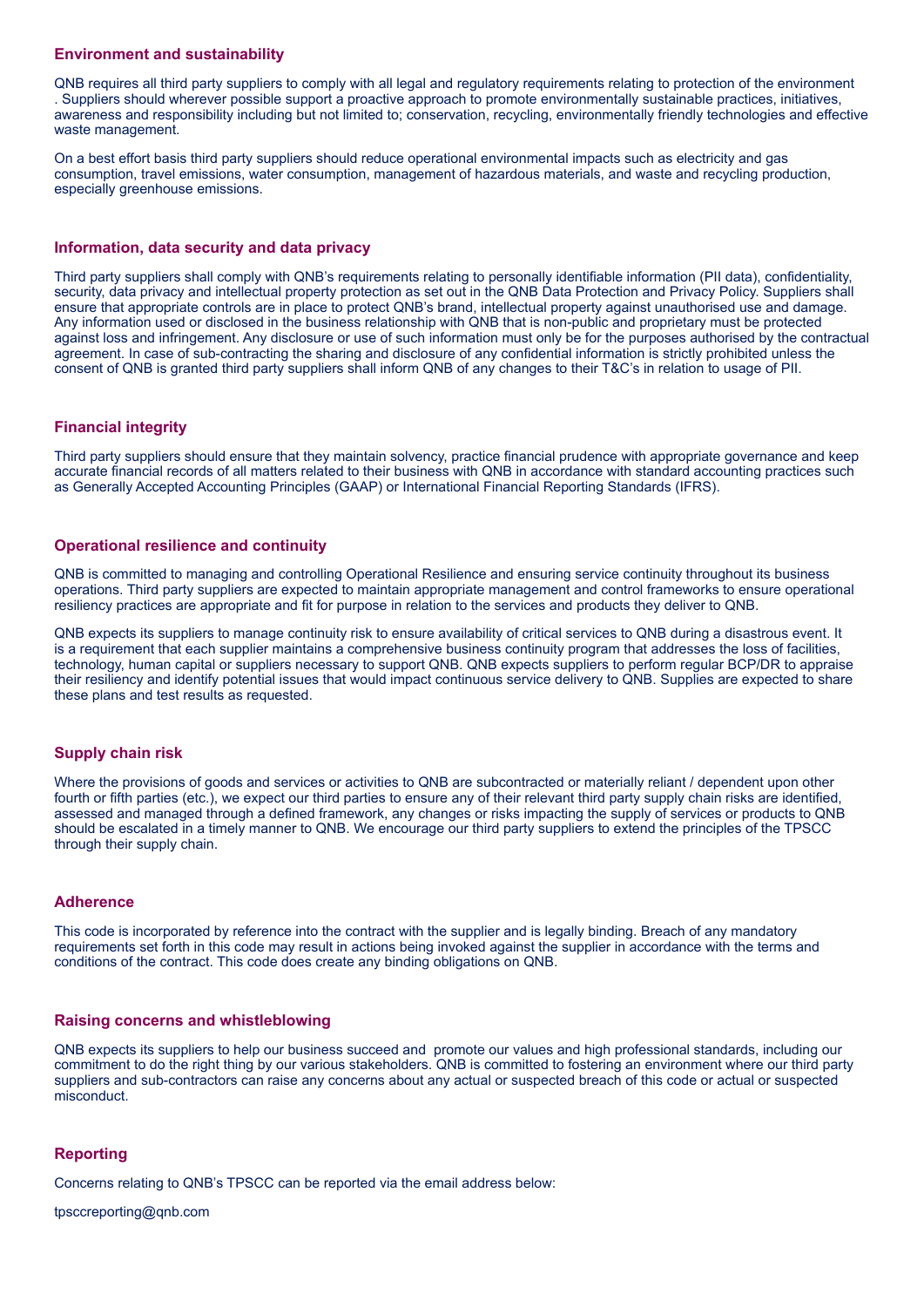## Environment and sustainability

QNB requires all third party suppliers to comply with all legal and regulatory requirements relating to protection of the environment . Suppliers should wherever possible support a proactive approach to promote environmentally sustainable practices, initiatives, awareness and responsibility including but not limited to; conservation, recycling, environmentally friendly technologies and effective waste management.

On a best effort basis third party suppliers should reduce operational environmental impacts such as electricity and gas consumption, travel emissions, water consumption, management of hazardous materials, and waste and recycling production, especially greenhouse emissions.

## Information, data security and data privacy

Third party suppliers shall comply with QNB's requirements relating to personally identifiable information (PII data), confidentiality, security, data privacy and intellectual property protection as set out in the QNB Data Protection and Privacy Policy. Suppliers shall ensure that appropriate controls are in place to protect QNB's brand, intellectual property against unauthorised use and damage. Any information used or disclosed in the business relationship with QNB that is non-public and proprietary must be protected against loss and infringement. Any disclosure or use of such information must only be for the purposes authorised by the contractual agreement. In case of sub-contracting the sharing and disclosure of any confidential information is strictly prohibited unless the consent of QNB is granted third party suppliers shall inform QNB of any changes to their T&C's in relation to usage of PII.

## Financial integrity

Third party suppliers should ensure that they maintain solvency, practice financial prudence with appropriate governance and keep accurate financial records of all matters related to their business with QNB in accordance with standard accounting practices such as Generally Accepted Accounting Principles (GAAP) or International Financial Reporting Standards (IFRS).

## Operational resilience and continuity

QNB is committed to managing and controlling Operational Resilience and ensuring service continuity throughout its business operations. Third party suppliers are expected to maintain appropriate management and control frameworks to ensure operational resiliency practices are appropriate and fit for purpose in relation to the services and products they deliver to QNB.

QNB expects its suppliers to manage continuity risk to ensure availability of critical services to QNB during a disastrous event. It is a requirement that each supplier maintains a comprehensive business continuity program that addresses the loss of facilities, technology, human capital or suppliers necessary to support QNB. QNB expects suppliers to perform regular BCP/DR to appraise their resiliency and identify potential issues that would impact continuous service delivery to QNB. Supplies are expected to share these plans and test results as requested.

## Supply chain risk

Where the provisions of goods and services or activities to QNB are subcontracted or materially reliant / dependent upon other fourth or fifth parties (etc.), we expect our third parties to ensure any of their relevant third party supply chain risks are identified, assessed and managed through a defined framework, any changes or risks impacting the supply of services or products to QNB should be escalated in a timely manner to QNB. We encourage our third party suppliers to extend the principles of the TPSCC through their supply chain.

## Adherence

This code is incorporated by reference into the contract with the supplier and is legally binding. Breach of any mandatory requirements set forth in this code may result in actions being invoked against the supplier in accordance with the terms and conditions of the contract. This code does create any binding obligations on QNB.

## Raising concerns and whistleblowing

QNB expects its suppliers to help our business succeed and promote our values and high professional standards, including our commitment to do the right thing by our various stakeholders. QNB is committed to fostering an environment where our third party suppliers and sub-contractors can raise any concerns about any actual or suspected breach of this code or actual or suspected misconduct.

## Reporting

Concerns relating to QNB's TPSCC can be reported via the email address below:

tpsccreporting@qnb.com